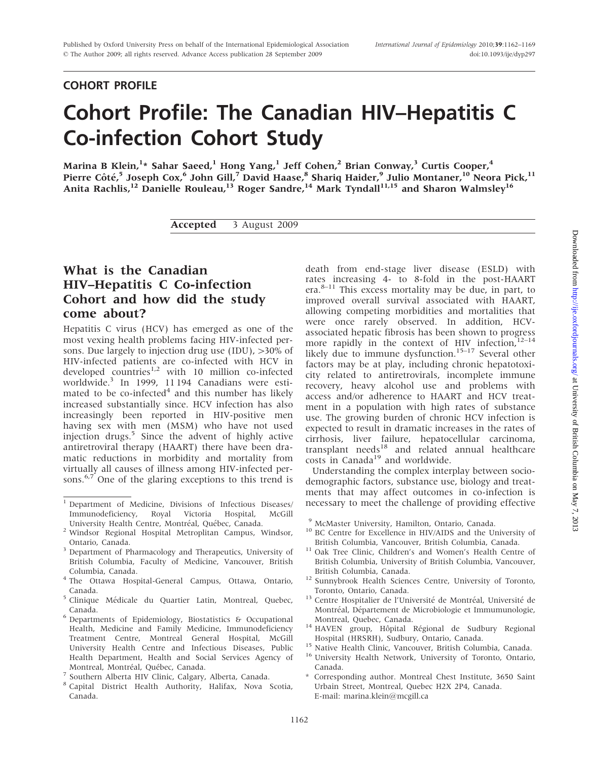# COHORT PROFILE

# Cohort Profile: The Canadian HIV–Hepatitis C Co-infection Cohort Study

**Marina B Klein,[1]* Sahar Saeed,[1] Hong Yang,[1] Jeff Cohen,[2] Brian Conway,[3] Curtis Cooper,[4] Pierre Côté,[5] Joseph Cox,[6] John Gill,[7] David Haase,[8] Shariq Haider,[9] Julio Montaner,[10] Neora Pick,[11] Anita Rachlis,[12] Danielle Rouleau,[13] Roger Sandre,[14] Mark Tyndall[11,15] and Sharon Walmsley[16]**

**Accepted** 3 August 2009

## What is the Canadian HIV–Hepatitis C Co-infection Cohort and how did the study come about?

Hepatitis C virus (HCV) has emerged as one of the most vexing health problems facing HIV-infected persons. Due largely to injection drug use (IDU), >30% of HIV-infected patients are co-infected with HCV in developed countries[1,2] with 10 million co-infected worldwide.[3] In 1999, 11 194 Canadians were estimated to be co-infected[4] and this number has likely increased substantially since. HCV infection has also increasingly been reported in HIV-positive men having sex with men (MSM) who have not used injection drugs.[5] Since the advent of highly active antiretroviral therapy (HAART) there have been dramatic reductions in morbidity and mortality from virtually all causes of illness among HIV-infected persons.[6,7] One of the glaring exceptions to this trend is death from end-stage liver disease (ESLD) with rates increasing 4- to 8-fold in the post-HAART era.[8–11] This excess mortality may be due, in part, to improved overall survival associated with HAART, allowing competing morbidities and mortalities that were once rarely observed. In addition, HCV-associated hepatic fibrosis has been shown to progress more rapidly in the context of HIV infection,[12–14] likely due to immune dysfunction.[15–17] Several other factors may be at play, including chronic hepatotoxicity related to antiretrovirals, incomplete immune recovery, heavy alcohol use and problems with access and/or adherence to HAART and HCV treatment in a population with high rates of substance use. The growing burden of chronic HCV infection is expected to result in dramatic increases in the rates of cirrhosis, liver failure, hepatocellular carcinoma, transplant needs[18] and related annual healthcare costs in Canada[19] and worldwide.

Understanding the complex interplay between socio-demographic factors, substance use, biology and treatments that may affect outcomes in co-infection is necessary to meet the challenge of providing effective

---

[1] Department of Medicine, Divisions of Infectious Diseases/Immunodeficiency, Royal Victoria Hospital, McGill University Health Centre, Montréal, Québec, Canada.

[2] Windsor Regional Hospital Metroplitan Campus, Windsor, Ontario, Canada.

[3] Department of Pharmacology and Therapeutics, University of British Columbia, Faculty of Medicine, Vancouver, British Columbia, Canada.

[4] The Ottawa Hospital-General Campus, Ottawa, Ontario, Canada.

[5] Clinique Médicale du Quartier Latin, Montreal, Quebec, Canada.

[6] Departments of Epidemiology, Biostatistics & Occupational Health, Medicine and Family Medicine, Immunodeficiency Treatment Centre, Montreal General Hospital, McGill University Health Centre and Infectious Diseases, Public Health Department, Health and Social Services Agency of Montreal, Montréal, Québec, Canada.

[7] Southern Alberta HIV Clinic, Calgary, Alberta, Canada.

[8] Capital District Health Authority, Halifax, Nova Scotia, Canada.

[9] McMaster University, Hamilton, Ontario, Canada.

[10] BC Centre for Excellence in HIV/AIDS and the University of British Columbia, Vancouver, British Columbia, Canada.

[11] Oak Tree Clinic, Children's and Women's Health Centre of British Columbia, University of British Columbia, Vancouver, British Columbia, Canada.

[12] Sunnybrook Health Sciences Centre, University of Toronto, Toronto, Ontario, Canada.

[13] Centre Hospitalier de l'Université de Montréal, Université de Montréal, Département de Microbiologie et Immumunologie, Montreal, Quebec, Canada.

[14] HAVEN group, Hôpital Régional de Sudbury Regional Hospital (HRSRH), Sudbury, Ontario, Canada.

[15] Native Health Clinic, Vancouver, British Columbia, Canada.

[16] University Health Network, University of Toronto, Ontario, Canada.

\* Corresponding author. Montreal Chest Institute, 3650 Saint Urbain Street, Montreal, Quebec H2X 2P4, Canada. E-mail: marina.klein@mcgill.ca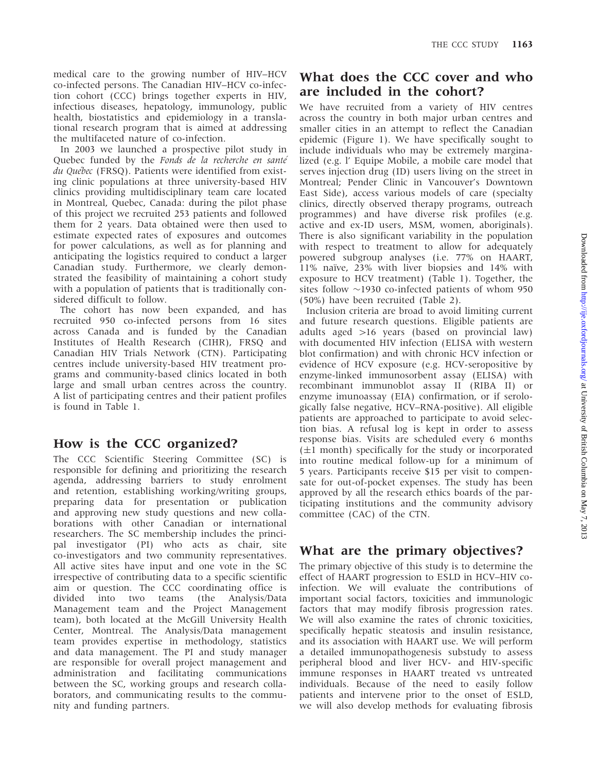medical care to the growing number of HIV–HCV co-infected persons. The Canadian HIV–HCV co-infection cohort (CCC) brings together experts in HIV, infectious diseases, hepatology, immunology, public health, biostatistics and epidemiology in a translational research program that is aimed at addressing the multifaceted nature of co-infection.

In 2003 we launched a prospective pilot study in Quebec funded by the *Fonds de la recherche en santé du Québec* (FRSQ). Patients were identified from existing clinic populations at three university-based HIV clinics providing multidisciplinary team care located in Montreal, Quebec, Canada: during the pilot phase of this project we recruited 253 patients and followed them for 2 years. Data obtained were then used to estimate expected rates of exposures and outcomes for power calculations, as well as for planning and anticipating the logistics required to conduct a larger Canadian study. Furthermore, we clearly demonstrated the feasibility of maintaining a cohort study with a population of patients that is traditionally considered difficult to follow.

The cohort has now been expanded, and has recruited 950 co-infected persons from 16 sites across Canada and is funded by the Canadian Institutes of Health Research (CIHR), FRSQ and Canadian HIV Trials Network (CTN). Participating centres include university-based HIV treatment programs and community-based clinics located in both large and small urban centres across the country. A list of participating centres and their patient profiles is found in Table 1.

## How is the CCC organized?

The CCC Scientific Steering Committee (SC) is responsible for defining and prioritizing the research agenda, addressing barriers to study enrolment and retention, establishing working/writing groups, preparing data for presentation or publication and approving new study questions and new collaborations with other Canadian or international researchers. The SC membership includes the principal investigator (PI) who acts as chair, site co-investigators and two community representatives. All active sites have input and one vote in the SC irrespective of contributing data to a specific scientific aim or question. The CCC coordinating office is divided into two teams (the Analysis/Data Management team and the Project Management team), both located at the McGill University Health Center, Montreal. The Analysis/Data management team provides expertise in methodology, statistics and data management. The PI and study manager are responsible for overall project management and administration and facilitating communications between the SC, working groups and research collaborators, and communicating results to the community and funding partners.

## What does the CCC cover and who are included in the cohort?

We have recruited from a variety of HIV centres across the country in both major urban centres and smaller cities in an attempt to reflect the Canadian epidemic (Figure 1). We have specifically sought to include individuals who may be extremely marginalized (e.g. l' Equipe Mobile, a mobile care model that serves injection drug (ID) users living on the street in Montreal; Pender Clinic in Vancouver's Downtown East Side), access various models of care (specialty clinics, directly observed therapy programs, outreach programmes) and have diverse risk profiles (e.g. active and ex-ID users, MSM, women, aboriginals). There is also significant variability in the population with respect to treatment to allow for adequately powered subgroup analyses (i.e. 77% on HAART, 11% naïve, 23% with liver biopsies and 14% with exposure to HCV treatment) (Table 1). Together, the sites follow ~1930 co-infected patients of whom 950 (50%) have been recruited (Table 2).

Inclusion criteria are broad to avoid limiting current and future research questions. Eligible patients are adults aged >16 years (based on provincial law) with documented HIV infection (ELISA with western blot confirmation) and with chronic HCV infection or evidence of HCV exposure (e.g. HCV-seropositive by enzyme-linked immunosorbent assay (ELISA) with recombinant immunoblot assay II (RIBA II) or enzyme imunoassay (EIA) confirmation, or if serologically false negative, HCV–RNA-positive). All eligible patients are approached to participate to avoid selection bias. A refusal log is kept in order to assess response bias. Visits are scheduled every 6 months (±1 month) specifically for the study or incorporated into routine medical follow-up for a minimum of 5 years. Participants receive $15 per visit to compensate for out-of-pocket expenses. The study has been approved by all the research ethics boards of the participating institutions and the community advisory committee (CAC) of the CTN.

## What are the primary objectives?

The primary objective of this study is to determine the effect of HAART progression to ESLD in HCV–HIV co-infection. We will evaluate the contributions of important social factors, toxicities and immunologic factors that may modify fibrosis progression rates. We will also examine the rates of chronic toxicities, specifically hepatic steatosis and insulin resistance, and its association with HAART use. We will perform a detailed immunopathogenesis substudy to assess peripheral blood and liver HCV- and HIV-specific immune responses in HAART treated vs untreated individuals. Because of the need to easily follow patients and intervene prior to the onset of ESLD, we will also develop methods for evaluating fibrosis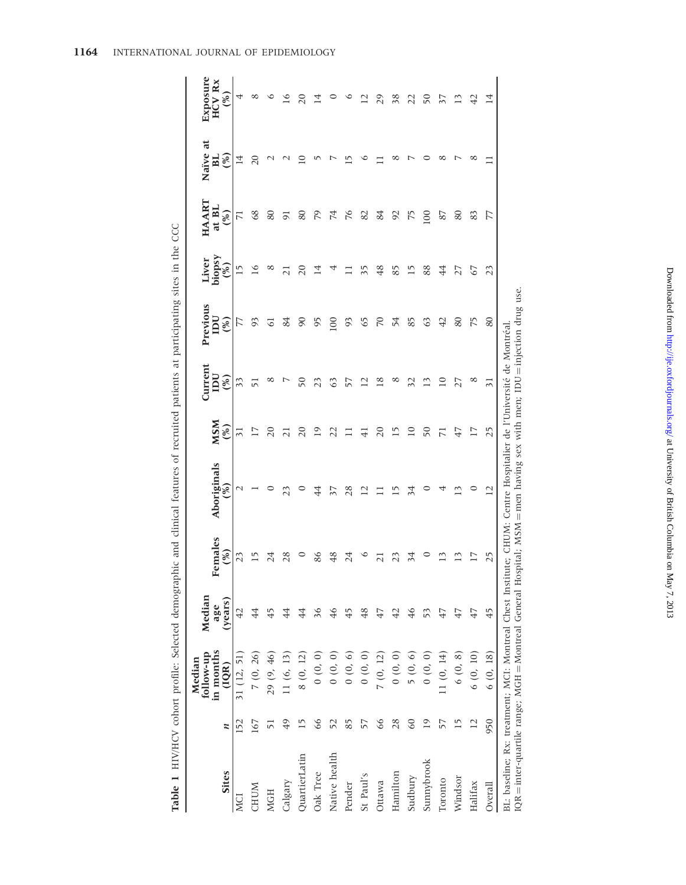**Table 1** HIV/HCV cohort profile: Selected demographic and clinical features of recruited patients at participating sites in the CCC

| Sites | *n* | Median follow-up in months (IQR) | Median age (years) | Females (%) | Aboriginals (%) | MSM (%) | Current IDU (%) | Previous IDU (%) | Liver biopsy (%) | HAART at BL (%) | Naïve at BL (%) | Exposure HCV Rx (%) |
|---|---|---|---|---|---|---|---|---|---|---|---|---|
| MCI | 152 | 31 (12, 51) | 42 | 23 | 2 | 31 | 33 | 77 | 15 | 71 | 14 | 4 |
| CHUM | 167 | 7 (0, 26) | 44 | 15 | 1 | 17 | 51 | 93 | 16 | 68 | 20 | 8 |
| MGH | 51 | 29 (9, 46) | 45 | 24 | 0 | 20 | 8 | 61 | 8 | 80 | 2 | 6 |
| Calgary | 49 | 11 (6, 13) | 44 | 28 | 23 | 21 | 7 | 84 | 21 | 91 | 2 | 16 |
| QuartierLatin | 15 | 8 (0, 12) | 44 | 0 | 0 | 20 | 50 | 90 | 20 | 80 | 10 | 20 |
| Oak Tree | 66 | 0 (0, 0) | 36 | 86 | 44 | 19 | 23 | 95 | 14 | 79 | 5 | 14 |
| Native health | 52 | 0 (0, 0) | 46 | 48 | 37 | 22 | 63 | 100 | 4 | 74 | 7 | 0 |
| Pender | 85 | 0 (0, 6) | 45 | 24 | 28 | 11 | 57 | 93 | 11 | 76 | 15 | 6 |
| St Paul's | 57 | 0 (0, 0) | 48 | 6 | 12 | 41 | 12 | 65 | 35 | 82 | 6 | 12 |
| Ottawa | 66 | 7 (0, 12) | 47 | 21 | 11 | 20 | 18 | 70 | 48 | 84 | 11 | 29 |
| Hamilton | 28 | 0 (0, 0) | 42 | 23 | 15 | 15 | 8 | 54 | 85 | 92 | 8 | 38 |
| Sudbury | 60 | 5 (0, 6) | 46 | 34 | 34 | 10 | 32 | 85 | 15 | 75 | 7 | 22 |
| Sunnybrook | 19 | 0 (0, 0) | 53 | 0 | 0 | 50 | 13 | 63 | 88 | 100 | 0 | 50 |
| Toronto | 57 | 11 (0, 14) | 47 | 13 | 4 | 71 | 10 | 42 | 44 | 87 | 8 | 37 |
| Windsor | 15 | 6 (0, 8) | 47 | 13 | 13 | 47 | 27 | 80 | 27 | 80 | 7 | 13 |
| Halifax | 12 | 6 (0, 10) | 47 | 17 | 0 | 17 | 8 | 75 | 67 | 83 | 8 | 42 |
| Overall | 950 | 6 (0, 18) | 45 | 25 | 12 | 25 | 31 | 80 | 23 | 77 | 11 | 14 |

BL: baseline; Rx: treatment; MCI: Montreal Chest Institute; CHUM: Centre Hospitalier de l'Université de Montréal.
IQR = inter-quartile range; MGH = Montreal General Hospital; MSM = men having sex with men; IDU = injection drug use.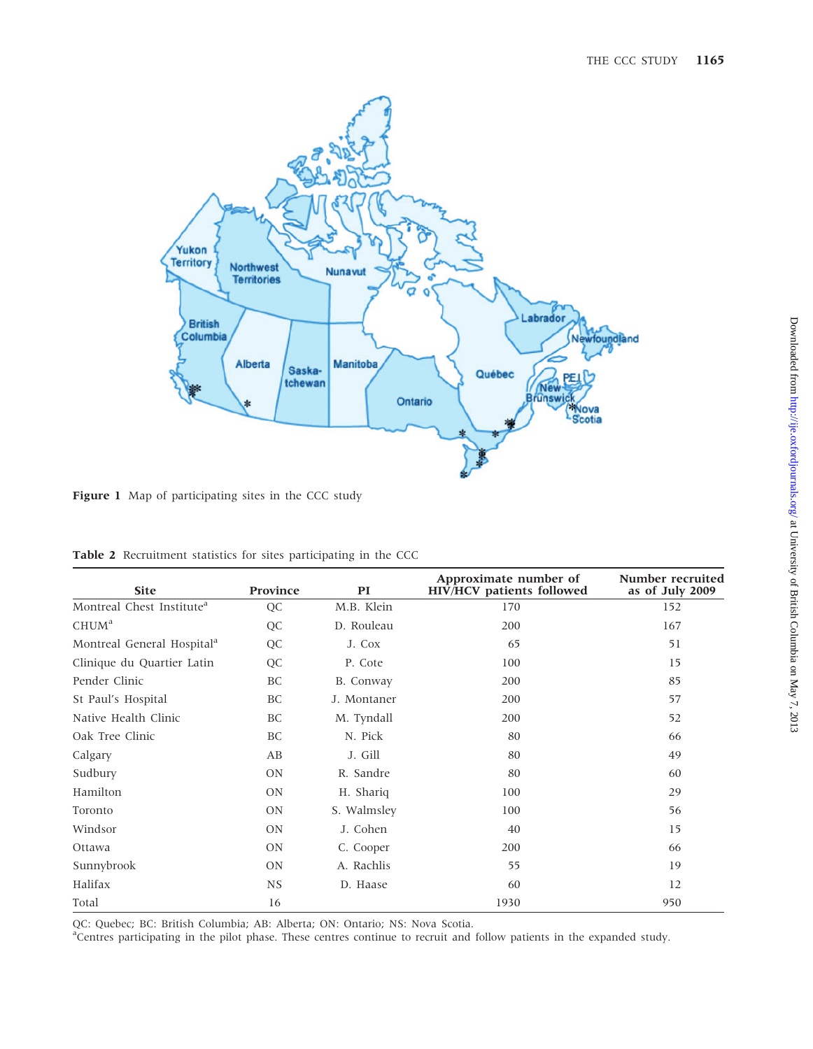Yukon Territory
Northwest Territories
Nunavut
British Columbia
Alberta
Saska-tchewan
Manitoba
Ontario
Québec
Labrador
Newfoundland
PEI
New Brunswick
Nova Scotia

**Figure 1** Map of participating sites in the CCC study

**Table 2** Recruitment statistics for sites participating in the CCC

| Site | Province | PI | Approximate number of HIV/HCV patients followed | Number recruited as of July 2009 |
|---|---|---|---|---|
| Montreal Chest Institute[a] | QC | M.B. Klein | 170 | 152 |
| CHUM[a] | QC | D. Rouleau | 200 | 167 |
| Montreal General Hospital[a] | QC | J. Cox | 65 | 51 |
| Clinique du Quartier Latin | QC | P. Cote | 100 | 15 |
| Pender Clinic | BC | B. Conway | 200 | 85 |
| St Paul's Hospital | BC | J. Montaner | 200 | 57 |
| Native Health Clinic | BC | M. Tyndall | 200 | 52 |
| Oak Tree Clinic | BC | N. Pick | 80 | 66 |
| Calgary | AB | J. Gill | 80 | 49 |
| Sudbury | ON | R. Sandre | 80 | 60 |
| Hamilton | ON | H. Shariq | 100 | 29 |
| Toronto | ON | S. Walmsley | 100 | 56 |
| Windsor | ON | J. Cohen | 40 | 15 |
| Ottawa | ON | C. Cooper | 200 | 66 |
| Sunnybrook | ON | A. Rachlis | 55 | 19 |
| Halifax | NS | D. Haase | 60 | 12 |
| Total | 16 | | 1930 | 950 |

QC: Quebec; BC: British Columbia; AB: Alberta; ON: Ontario; NS: Nova Scotia.
[a]Centres participating in the pilot phase. These centres continue to recruit and follow patients in the expanded study.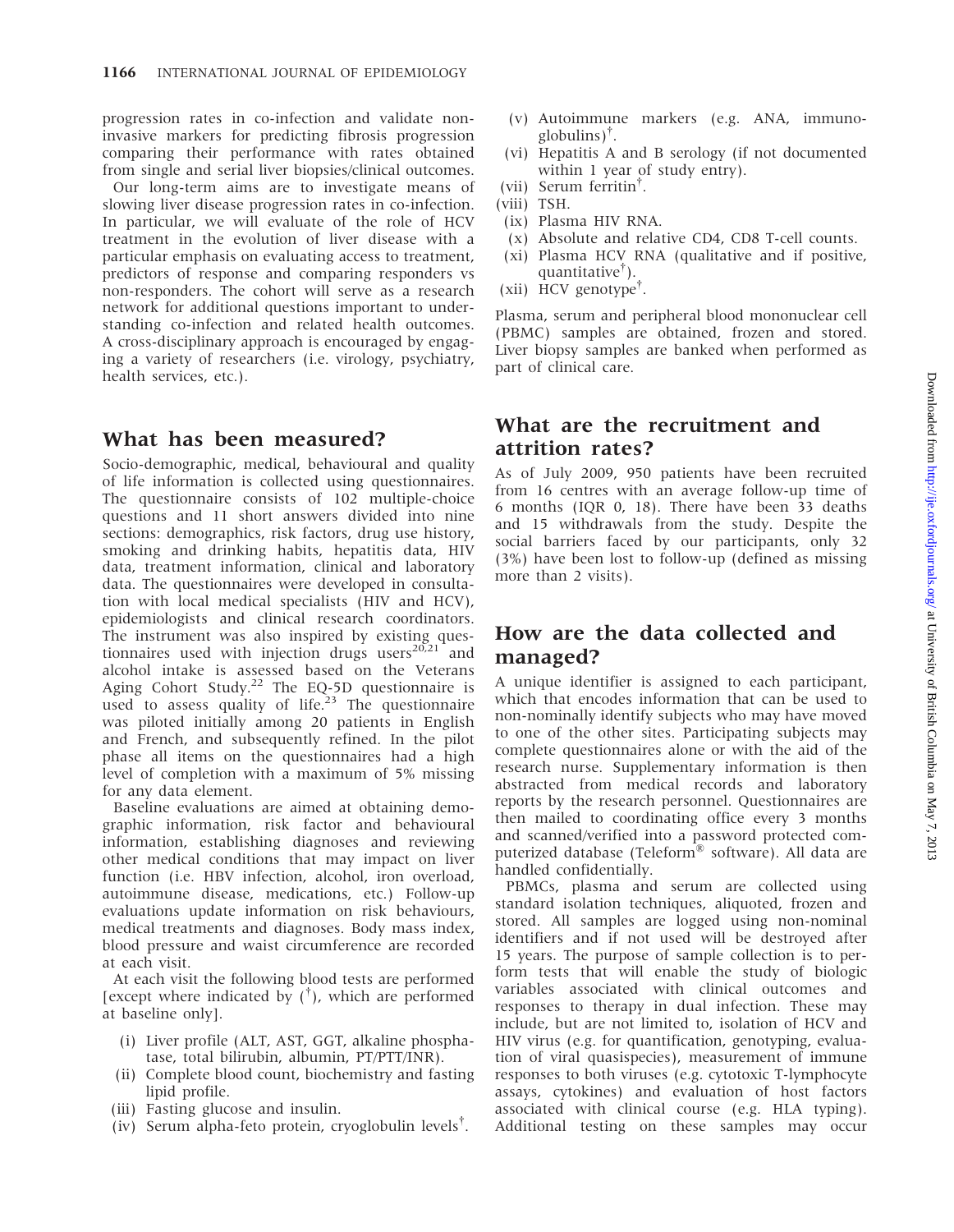progression rates in co-infection and validate non-invasive markers for predicting fibrosis progression comparing their performance with rates obtained from single and serial liver biopsies/clinical outcomes.

Our long-term aims are to investigate means of slowing liver disease progression rates in co-infection. In particular, we will evaluate of the role of HCV treatment in the evolution of liver disease with a particular emphasis on evaluating access to treatment, predictors of response and comparing responders vs non-responders. The cohort will serve as a research network for additional questions important to understanding co-infection and related health outcomes. A cross-disciplinary approach is encouraged by engaging a variety of researchers (i.e. virology, psychiatry, health services, etc.).

## What has been measured?

Socio-demographic, medical, behavioural and quality of life information is collected using questionnaires. The questionnaire consists of 102 multiple-choice questions and 11 short answers divided into nine sections: demographics, risk factors, drug use history, smoking and drinking habits, hepatitis data, HIV data, treatment information, clinical and laboratory data. The questionnaires were developed in consultation with local medical specialists (HIV and HCV), epidemiologists and clinical research coordinators. The instrument was also inspired by existing questionnaires used with injection drugs users[20,21] and alcohol intake is assessed based on the Veterans Aging Cohort Study.[22] The EQ-5D questionnaire is used to assess quality of life.[23] The questionnaire was piloted initially among 20 patients in English and French, and subsequently refined. In the pilot phase all items on the questionnaires had a high level of completion with a maximum of 5% missing for any data element.

Baseline evaluations are aimed at obtaining demographic information, risk factor and behavioural information, establishing diagnoses and reviewing other medical conditions that may impact on liver function (i.e. HBV infection, alcohol, iron overload, autoimmune disease, medications, etc.) Follow-up evaluations update information on risk behaviours, medical treatments and diagnoses. Body mass index, blood pressure and waist circumference are recorded at each visit.

At each visit the following blood tests are performed [except where indicated by (†), which are performed at baseline only].

(i) Liver profile (ALT, AST, GGT, alkaline phosphatase, total bilirubin, albumin, PT/PTT/INR).
(ii) Complete blood count, biochemistry and fasting lipid profile.
(iii) Fasting glucose and insulin.
(iv) Serum alpha-feto protein, cryoglobulin levels†.
(v) Autoimmune markers (e.g. ANA, immunoglobulins)†.
(vi) Hepatitis A and B serology (if not documented within 1 year of study entry).
(vii) Serum ferritin†.
(viii) TSH.
(ix) Plasma HIV RNA.
(x) Absolute and relative CD4, CD8 T-cell counts.
(xi) Plasma HCV RNA (qualitative and if positive, quantitative†).
(xii) HCV genotype†.

Plasma, serum and peripheral blood mononuclear cell (PBMC) samples are obtained, frozen and stored. Liver biopsy samples are banked when performed as part of clinical care.

## What are the recruitment and attrition rates?

As of July 2009, 950 patients have been recruited from 16 centres with an average follow-up time of 6 months (IQR 0, 18). There have been 33 deaths and 15 withdrawals from the study. Despite the social barriers faced by our participants, only 32 (3%) have been lost to follow-up (defined as missing more than 2 visits).

## How are the data collected and managed?

A unique identifier is assigned to each participant, which that encodes information that can be used to non-nominally identify subjects who may have moved to one of the other sites. Participating subjects may complete questionnaires alone or with the aid of the research nurse. Supplementary information is then abstracted from medical records and laboratory reports by the research personnel. Questionnaires are then mailed to coordinating office every 3 months and scanned/verified into a password protected computerized database (Teleform® software). All data are handled confidentially.

PBMCs, plasma and serum are collected using standard isolation techniques, aliquoted, frozen and stored. All samples are logged using non-nominal identifiers and if not used will be destroyed after 15 years. The purpose of sample collection is to perform tests that will enable the study of biologic variables associated with clinical outcomes and responses to therapy in dual infection. These may include, but are not limited to, isolation of HCV and HIV virus (e.g. for quantification, genotyping, evaluation of viral quasispecies), measurement of immune responses to both viruses (e.g. cytotoxic T-lymphocyte assays, cytokines) and evaluation of host factors associated with clinical course (e.g. HLA typing). Additional testing on these samples may occur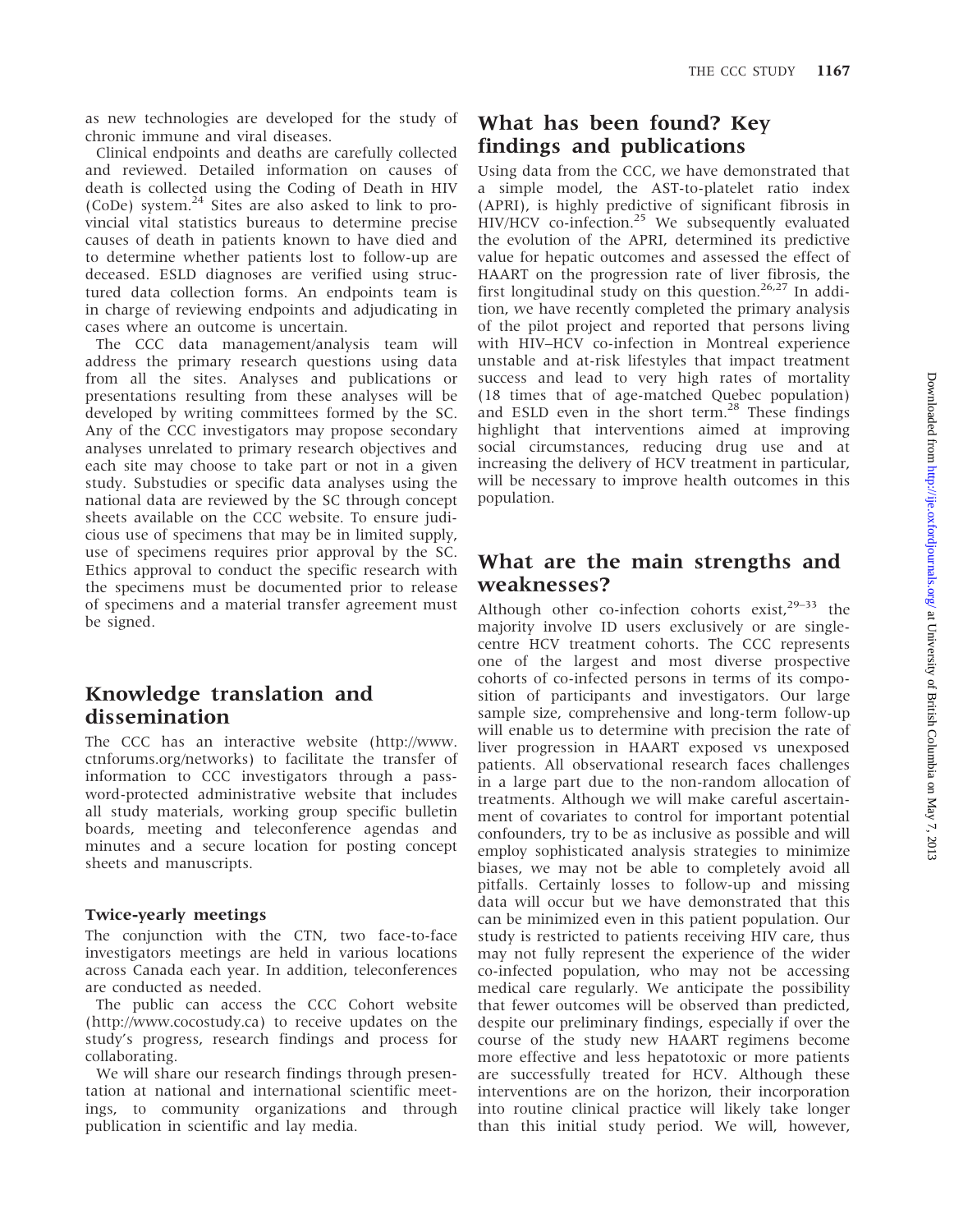as new technologies are developed for the study of chronic immune and viral diseases.

Clinical endpoints and deaths are carefully collected and reviewed. Detailed information on causes of death is collected using the Coding of Death in HIV (CoDe) system.[24] Sites are also asked to link to provincial vital statistics bureaus to determine precise causes of death in patients known to have died and to determine whether patients lost to follow-up are deceased. ESLD diagnoses are verified using structured data collection forms. An endpoints team is in charge of reviewing endpoints and adjudicating in cases where an outcome is uncertain.

The CCC data management/analysis team will address the primary research questions using data from all the sites. Analyses and publications or presentations resulting from these analyses will be developed by writing committees formed by the SC. Any of the CCC investigators may propose secondary analyses unrelated to primary research objectives and each site may choose to take part or not in a given study. Substudies or specific data analyses using the national data are reviewed by the SC through concept sheets available on the CCC website. To ensure judicious use of specimens that may be in limited supply, use of specimens requires prior approval by the SC. Ethics approval to conduct the specific research with the specimens must be documented prior to release of specimens and a material transfer agreement must be signed.

## Knowledge translation and dissemination

The CCC has an interactive website (http://www.ctnforums.org/networks) to facilitate the transfer of information to CCC investigators through a password-protected administrative website that includes all study materials, working group specific bulletin boards, meeting and teleconference agendas and minutes and a secure location for posting concept sheets and manuscripts.

### Twice-yearly meetings

The conjunction with the CTN, two face-to-face investigators meetings are held in various locations across Canada each year. In addition, teleconferences are conducted as needed.

The public can access the CCC Cohort website (http://www.cocostudy.ca) to receive updates on the study's progress, research findings and process for collaborating.

We will share our research findings through presentation at national and international scientific meetings, to community organizations and through publication in scientific and lay media.

## What has been found? Key findings and publications

Using data from the CCC, we have demonstrated that a simple model, the AST-to-platelet ratio index (APRI), is highly predictive of significant fibrosis in HIV/HCV co-infection.[25] We subsequently evaluated the evolution of the APRI, determined its predictive value for hepatic outcomes and assessed the effect of HAART on the progression rate of liver fibrosis, the first longitudinal study on this question.[26,27] In addition, we have recently completed the primary analysis of the pilot project and reported that persons living with HIV–HCV co-infection in Montreal experience unstable and at-risk lifestyles that impact treatment success and lead to very high rates of mortality (18 times that of age-matched Quebec population) and ESLD even in the short term.[28] These findings highlight that interventions aimed at improving social circumstances, reducing drug use and at increasing the delivery of HCV treatment in particular, will be necessary to improve health outcomes in this population.

## What are the main strengths and weaknesses?

Although other co-infection cohorts exist,[29–33] the majority involve ID users exclusively or are single-centre HCV treatment cohorts. The CCC represents one of the largest and most diverse prospective cohorts of co-infected persons in terms of its composition of participants and investigators. Our large sample size, comprehensive and long-term follow-up will enable us to determine with precision the rate of liver progression in HAART exposed vs unexposed patients. All observational research faces challenges in a large part due to the non-random allocation of treatments. Although we will make careful ascertainment of covariates to control for important potential confounders, try to be as inclusive as possible and will employ sophisticated analysis strategies to minimize biases, we may not be able to completely avoid all pitfalls. Certainly losses to follow-up and missing data will occur but we have demonstrated that this can be minimized even in this patient population. Our study is restricted to patients receiving HIV care, thus may not fully represent the experience of the wider co-infected population, who may not be accessing medical care regularly. We anticipate the possibility that fewer outcomes will be observed than predicted, despite our preliminary findings, especially if over the course of the study new HAART regimens become more effective and less hepatotoxic or more patients are successfully treated for HCV. Although these interventions are on the horizon, their incorporation into routine clinical practice will likely take longer than this initial study period. We will, however,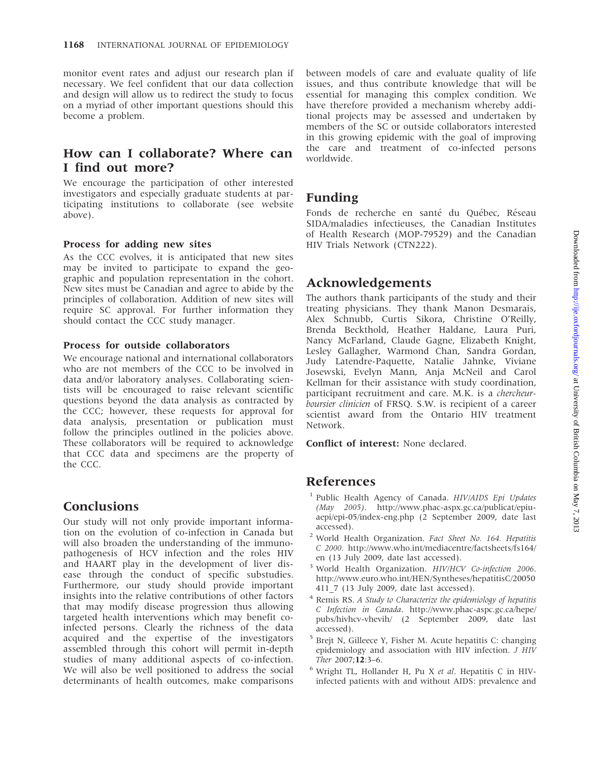monitor event rates and adjust our research plan if necessary. We feel confident that our data collection and design will allow us to redirect the study to focus on a myriad of other important questions should this become a problem.

## How can I collaborate? Where can I find out more?

We encourage the participation of other interested investigators and especially graduate students at participating institutions to collaborate (see website above).

### Process for adding new sites

As the CCC evolves, it is anticipated that new sites may be invited to participate to expand the geographic and population representation in the cohort. New sites must be Canadian and agree to abide by the principles of collaboration. Addition of new sites will require SC approval. For further information they should contact the CCC study manager.

### Process for outside collaborators

We encourage national and international collaborators who are not members of the CCC to be involved in data and/or laboratory analyses. Collaborating scientists will be encouraged to raise relevant scientific questions beyond the data analysis as contracted by the CCC; however, these requests for approval for data analysis, presentation or publication must follow the principles outlined in the policies above. These collaborators will be required to acknowledge that CCC data and specimens are the property of the CCC.

## Conclusions

Our study will not only provide important information on the evolution of co-infection in Canada but will also broaden the understanding of the immunopathogenesis of HCV infection and the roles HIV and HAART play in the development of liver disease through the conduct of specific substudies. Furthermore, our study should provide important insights into the relative contributions of other factors that may modify disease progression thus allowing targeted health interventions which may benefit co-infected persons. Clearly the richness of the data acquired and the expertise of the investigators assembled through this cohort will permit in-depth studies of many additional aspects of co-infection. We will also be well positioned to address the social determinants of health outcomes, make comparisons between models of care and evaluate quality of life issues, and thus contribute knowledge that will be essential for managing this complex condition. We have therefore provided a mechanism whereby additional projects may be assessed and undertaken by members of the SC or outside collaborators interested in this growing epidemic with the goal of improving the care and treatment of co-infected persons worldwide.

## Funding

Fonds de recherche en santé du Québec, Réseau SIDA/maladies infectieuses, the Canadian Institutes of Health Research (MOP-79529) and the Canadian HIV Trials Network (CTN222).

## Acknowledgements

The authors thank participants of the study and their treating physicians. They thank Manon Desmarais, Alex Schnubb, Curtis Sikora, Christine O'Reilly, Brenda Beckthold, Heather Haldane, Laura Puri, Nancy McFarland, Claude Gagne, Elizabeth Knight, Lesley Gallagher, Warmond Chan, Sandra Gordan, Judy Latendre-Paquette, Natalie Jahnke, Viviane Josewski, Evelyn Mann, Anja McNeil and Carol Kellman for their assistance with study coordination, participant recruitment and care. M.K. is a *chercheur-boursier clinicien* of FRSQ. S.W. is recipient of a career scientist award from the Ontario HIV treatment Network.

**Conflict of interest:** None declared.

## References

1. Public Health Agency of Canada. *HIV/AIDS Epi Updates (May 2005)*. http://www.phac-aspx.gc.ca/publicat/epiu-aepi/epi-05/index-eng.php (2 September 2009, date last accessed).
2. World Health Organization. *Fact Sheet No. 164. Hepatitis C 2000*. http://www.who.int/mediacentre/factsheets/fs164/en (13 July 2009, date last accessed).
3. World Health Organization. *HIV/HCV Co-infection 2006*. http://www.euro.who.int/HEN/Syntheses/hepatitisC/20050411_7 (13 July 2009, date last accessed).
4. Remis RS. *A Study to Characterize the epidemiology of hepatitis C Infection in Canada*. http://www.phac-aspc.gc.ca/hepe/pubs/hivhcv-vhevih/ (2 September 2009, date last accessed).
5. Brejt N, Gilleece Y, Fisher M. Acute hepatitis C: changing epidemiology and association with HIV infection. *J HIV Ther* 2007;**12**:3–6.
6. Wright TL, Hollander H, Pu X *et al*. Hepatitis C in HIV-infected patients with and without AIDS: prevalence and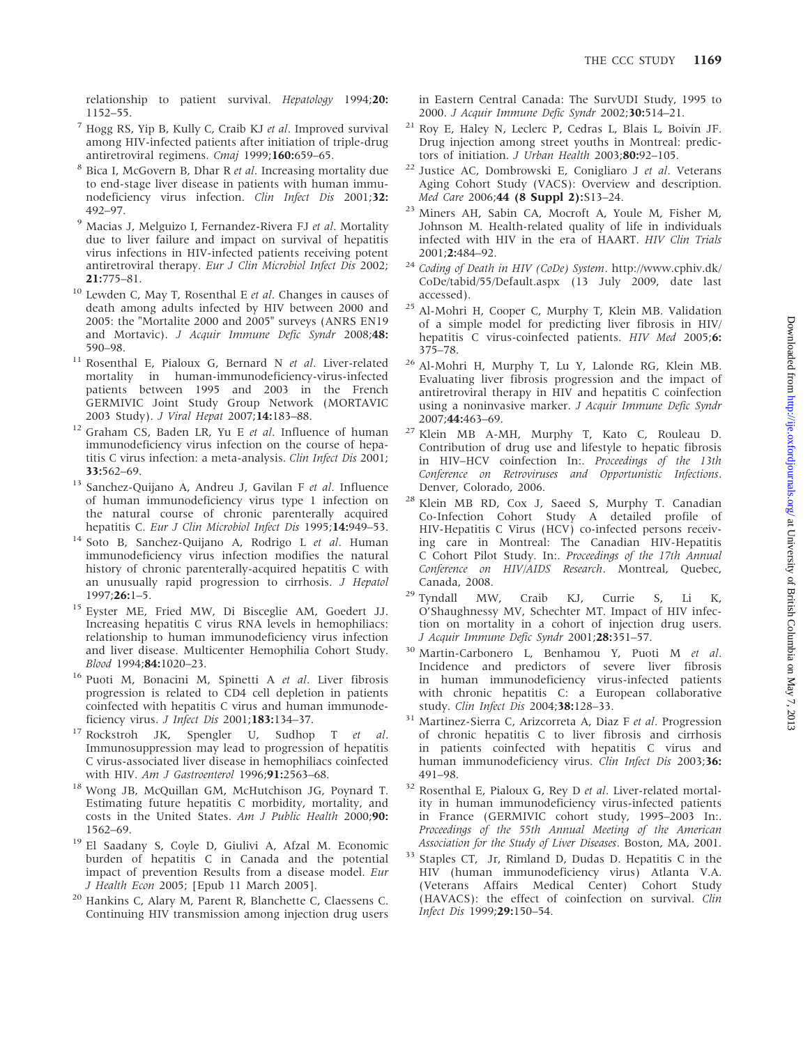relationship to patient survival. *Hepatology* 1994;**20:** 1152–55.

7. Hogg RS, Yip B, Kully C, Craib KJ *et al*. Improved survival among HIV-infected patients after initiation of triple-drug antiretroviral regimens. *Cmaj* 1999;**160:**659–65.
8. Bica I, McGovern B, Dhar R *et al*. Increasing mortality due to end-stage liver disease in patients with human immunodeficiency virus infection. *Clin Infect Dis* 2001;**32:** 492–97.
9. Macias J, Melguizo I, Fernandez-Rivera FJ *et al*. Mortality due to liver failure and impact on survival of hepatitis virus infections in HIV-infected patients receiving potent antiretroviral therapy. *Eur J Clin Microbiol Infect Dis* 2002; **21:**775–81.
10. Lewden C, May T, Rosenthal E *et al*. Changes in causes of death among adults infected by HIV between 2000 and 2005: the "Mortalite 2000 and 2005" surveys (ANRS EN19 and Mortavic). *J Acquir Immune Defic Syndr* 2008;**48:** 590–98.
11. Rosenthal E, Pialoux G, Bernard N *et al*. Liver-related mortality in human-immunodeficiency-virus-infected patients between 1995 and 2003 in the French GERMIVIC Joint Study Group Network (MORTAVIC 2003 Study). *J Viral Hepat* 2007;**14:**183–88.
12. Graham CS, Baden LR, Yu E *et al*. Influence of human immunodeficiency virus infection on the course of hepatitis C virus infection: a meta-analysis. *Clin Infect Dis* 2001; **33:**562–69.
13. Sanchez-Quijano A, Andreu J, Gavilan F *et al*. Influence of human immunodeficiency virus type 1 infection on the natural course of chronic parenterally acquired hepatitis C. *Eur J Clin Microbiol Infect Dis* 1995;**14:**949–53.
14. Soto B, Sanchez-Quijano A, Rodrigo L *et al*. Human immunodeficiency virus infection modifies the natural history of chronic parenterally-acquired hepatitis C with an unusually rapid progression to cirrhosis. *J Hepatol* 1997;**26:**1–5.
15. Eyster ME, Fried MW, Di Bisceglie AM, Goedert JJ. Increasing hepatitis C virus RNA levels in hemophiliacs: relationship to human immunodeficiency virus infection and liver disease. Multicenter Hemophilia Cohort Study. *Blood* 1994;**84:**1020–23.
16. Puoti M, Bonacini M, Spinetti A *et al*. Liver fibrosis progression is related to CD4 cell depletion in patients coinfected with hepatitis C virus and human immunodeficiency virus. *J Infect Dis* 2001;**183:**134–37.
17. Rockstroh JK, Spengler U, Sudhop T *et al*. Immunosuppression may lead to progression of hepatitis C virus-associated liver disease in hemophiliacs coinfected with HIV. *Am J Gastroenterol* 1996;**91:**2563–68.
18. Wong JB, McQuillan GM, McHutchison JG, Poynard T. Estimating future hepatitis C morbidity, mortality, and costs in the United States. *Am J Public Health* 2000;**90:** 1562–69.
19. El Saadany S, Coyle D, Giulivi A, Afzal M. Economic burden of hepatitis C in Canada and the potential impact of prevention Results from a disease model. *Eur J Health Econ* 2005; [Epub 11 March 2005].
20. Hankins C, Alary M, Parent R, Blanchette C, Claessens C. Continuing HIV transmission among injection drug users in Eastern Central Canada: The SurvUDI Study, 1995 to 2000. *J Acquir Immune Defic Syndr* 2002;**30:**514–21.
21. Roy E, Haley N, Leclerc P, Cedras L, Blais L, Boivin JF. Drug injection among street youths in Montreal: predictors of initiation. *J Urban Health* 2003;**80:**92–105.
22. Justice AC, Dombrowski E, Conigliaro J *et al*. Veterans Aging Cohort Study (VACS): Overview and description. *Med Care* 2006;**44 (8 Suppl 2):**S13–24.
23. Miners AH, Sabin CA, Mocroft A, Youle M, Fisher M, Johnson M. Health-related quality of life in individuals infected with HIV in the era of HAART. *HIV Clin Trials* 2001;**2:**484–92.
24. *Coding of Death in HIV (CoDe) System*. http://www.cphiv.dk/CoDe/tabid/55/Default.aspx (13 July 2009, date last accessed).
25. Al-Mohri H, Cooper C, Murphy T, Klein MB. Validation of a simple model for predicting liver fibrosis in HIV/hepatitis C virus-coinfected patients. *HIV Med* 2005;**6:** 375–78.
26. Al-Mohri H, Murphy T, Lu Y, Lalonde RG, Klein MB. Evaluating liver fibrosis progression and the impact of antiretroviral therapy in HIV and hepatitis C coinfection using a noninvasive marker. *J Acquir Immune Defic Syndr* 2007;**44:**463–69.
27. Klein MB A-MH, Murphy T, Kato C, Rouleau D. Contribution of drug use and lifestyle to hepatic fibrosis in HIV–HCV coinfection In:. *Proceedings of the 13th Conference on Retroviruses and Opportunistic Infections*. Denver, Colorado, 2006.
28. Klein MB RD, Cox J, Saeed S, Murphy T. Canadian Co-Infection Cohort Study A detailed profile of HIV-Hepatitis C Virus (HCV) co-infected persons receiving care in Montreal: The Canadian HIV-Hepatitis C Cohort Pilot Study. In:. *Proceedings of the 17th Annual Conference on HIV/AIDS Research*. Montreal, Quebec, Canada, 2008.
29. Tyndall MW, Craib KJ, Currie S, Li K, O'Shaughnessy MV, Schechter MT. Impact of HIV infection on mortality in a cohort of injection drug users. *J Acquir Immune Defic Syndr* 2001;**28:**351–57.
30. Martin-Carbonero L, Benhamou Y, Puoti M *et al*. Incidence and predictors of severe liver fibrosis in human immunodeficiency virus-infected patients with chronic hepatitis C: a European collaborative study. *Clin Infect Dis* 2004;**38:**128–33.
31. Martinez-Sierra C, Arizcorreta A, Diaz F *et al*. Progression of chronic hepatitis C to liver fibrosis and cirrhosis in patients coinfected with hepatitis C virus and human immunodeficiency virus. *Clin Infect Dis* 2003;**36:** 491–98.
32. Rosenthal E, Pialoux G, Rey D *et al*. Liver-related mortality in human immunodeficiency virus-infected patients in France (GERMIVIC cohort study, 1995–2003 In:. *Proceedings of the 55th Annual Meeting of the American Association for the Study of Liver Diseases*. Boston, MA, 2001.
33. Staples CT, Jr, Rimland D, Dudas D. Hepatitis C in the HIV (human immunodeficiency virus) Atlanta V.A. (Veterans Affairs Medical Center) Cohort Study (HAVACS): the effect of coinfection on survival. *Clin Infect Dis* 1999;**29:**150–54.